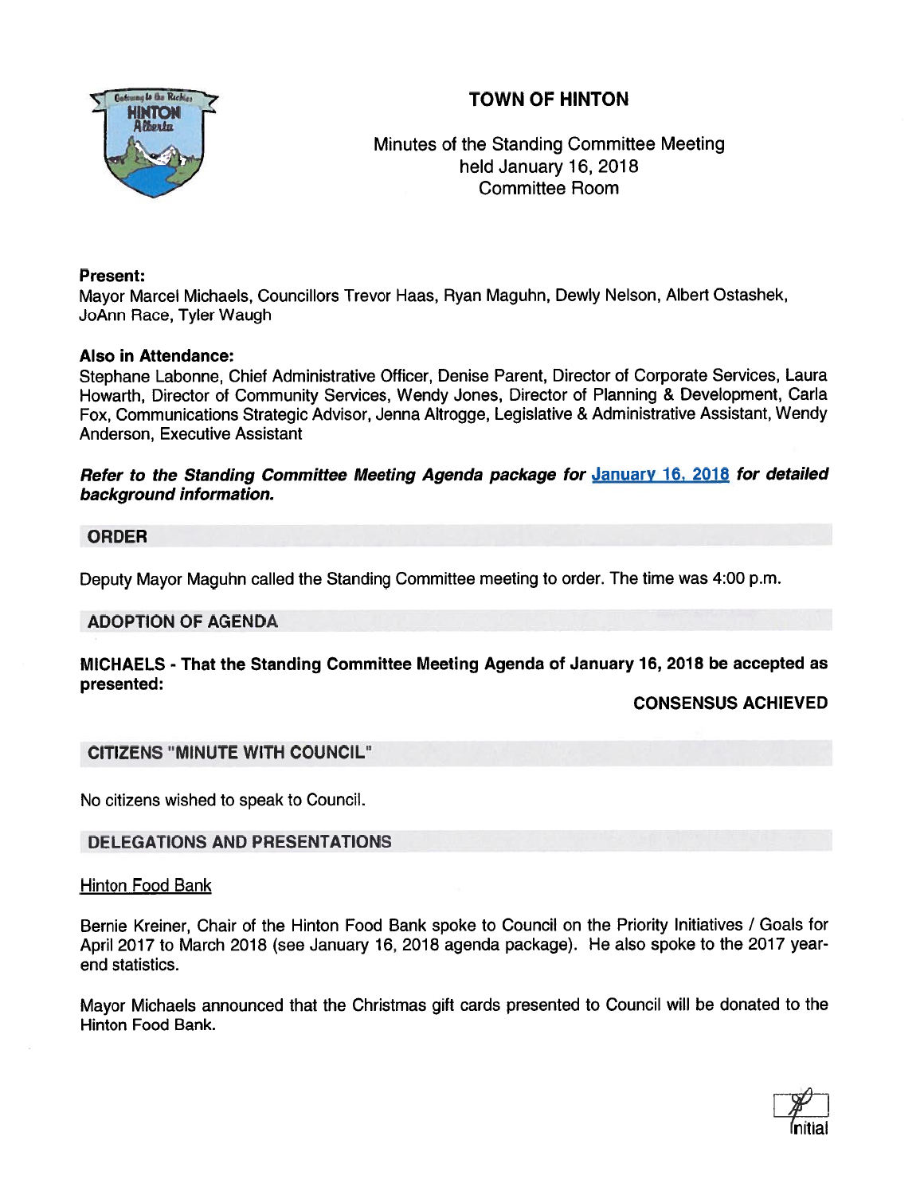# TOWN OF HINTON

Minutes of the Standing Committee Meeting
held January 16, 2018
Committee Room

**Present:**
Mayor Marcel Michaels, Councillors Trevor Haas, Ryan Maguhn, Dewly Nelson, Albert Ostashek, JoAnn Race, Tyler Waugh

**Also in Attendance:**
Stephane Labonne, Chief Administrative Officer, Denise Parent, Director of Corporate Services, Laura Howarth, Director of Community Services, Wendy Jones, Director of Planning & Development, Carla Fox, Communications Strategic Advisor, Jenna Altrogge, Legislative & Administrative Assistant, Wendy Anderson, Executive Assistant

***Refer to the Standing Committee Meeting Agenda package for January 16, 2018 for detailed background information.***

## ORDER

Deputy Mayor Maguhn called the Standing Committee meeting to order. The time was 4:00 p.m.

## ADOPTION OF AGENDA

**MICHAELS - That the Standing Committee Meeting Agenda of January 16, 2018 be accepted as presented:**

**CONSENSUS ACHIEVED**

## CITIZENS "MINUTE WITH COUNCIL"

No citizens wished to speak to Council.

## DELEGATIONS AND PRESENTATIONS

Hinton Food Bank

Bernie Kreiner, Chair of the Hinton Food Bank spoke to Council on the Priority Initiatives / Goals for April 2017 to March 2018 (see January 16, 2018 agenda package). He also spoke to the 2017 year-end statistics.

Mayor Michaels announced that the Christmas gift cards presented to Council will be donated to the Hinton Food Bank.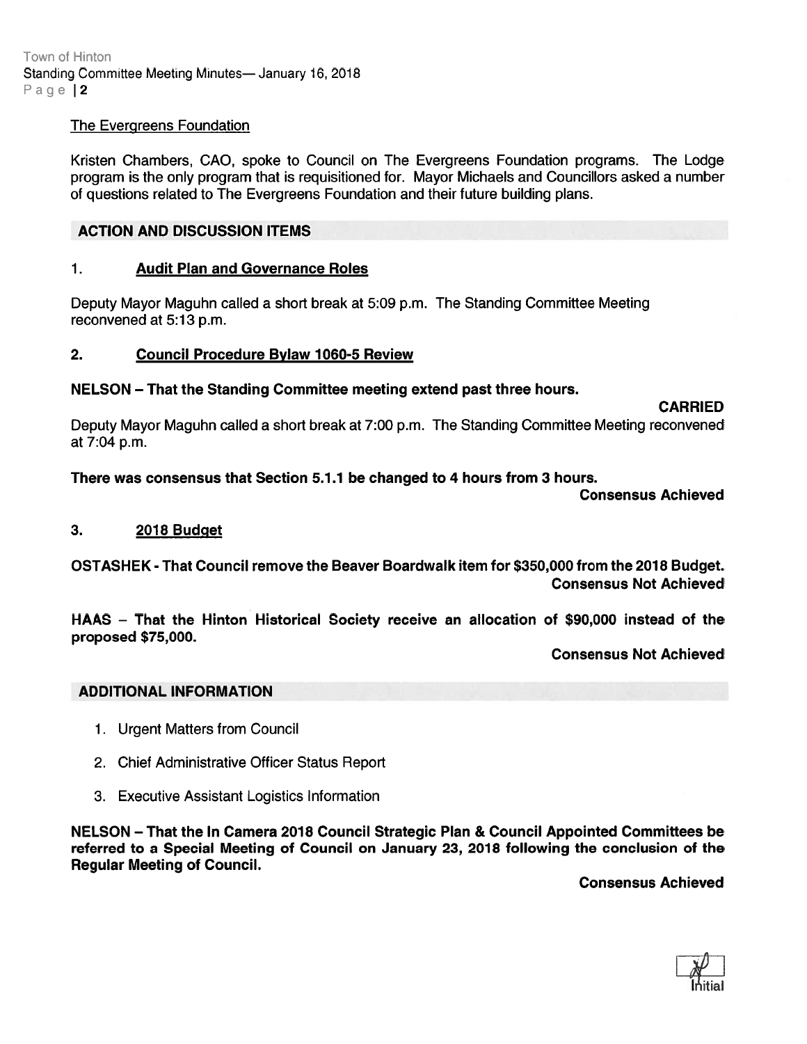The Evergreens Foundation

Kristen Chambers, CAO, spoke to Council on The Evergreens Foundation programs. The Lodge program is the only program that is requisitioned for. Mayor Michaels and Councillors asked a number of questions related to The Evergreens Foundation and their future building plans.

## ACTION AND DISCUSSION ITEMS

### 1. Audit Plan and Governance Roles

Deputy Mayor Maguhn called a short break at 5:09 p.m. The Standing Committee Meeting reconvened at 5:13 p.m.

### 2. Council Procedure Bylaw 1060-5 Review

**NELSON – That the Standing Committee meeting extend past three hours.**

**CARRIED**

Deputy Mayor Maguhn called a short break at 7:00 p.m. The Standing Committee Meeting reconvened at 7:04 p.m.

**There was consensus that Section 5.1.1 be changed to 4 hours from 3 hours.**

**Consensus Achieved**

### 3. 2018 Budget

**OSTASHEK - That Council remove the Beaver Boardwalk item for $350,000 from the 2018 Budget.**

**Consensus Not Achieved**

**HAAS – That the Hinton Historical Society receive an allocation of $90,000 instead of the proposed $75,000.**

**Consensus Not Achieved**

## ADDITIONAL INFORMATION

1. Urgent Matters from Council
2. Chief Administrative Officer Status Report
3. Executive Assistant Logistics Information

**NELSON – That the In Camera 2018 Council Strategic Plan & Council Appointed Committees be referred to a Special Meeting of Council on January 23, 2018 following the conclusion of the Regular Meeting of Council.**

**Consensus Achieved**

Initial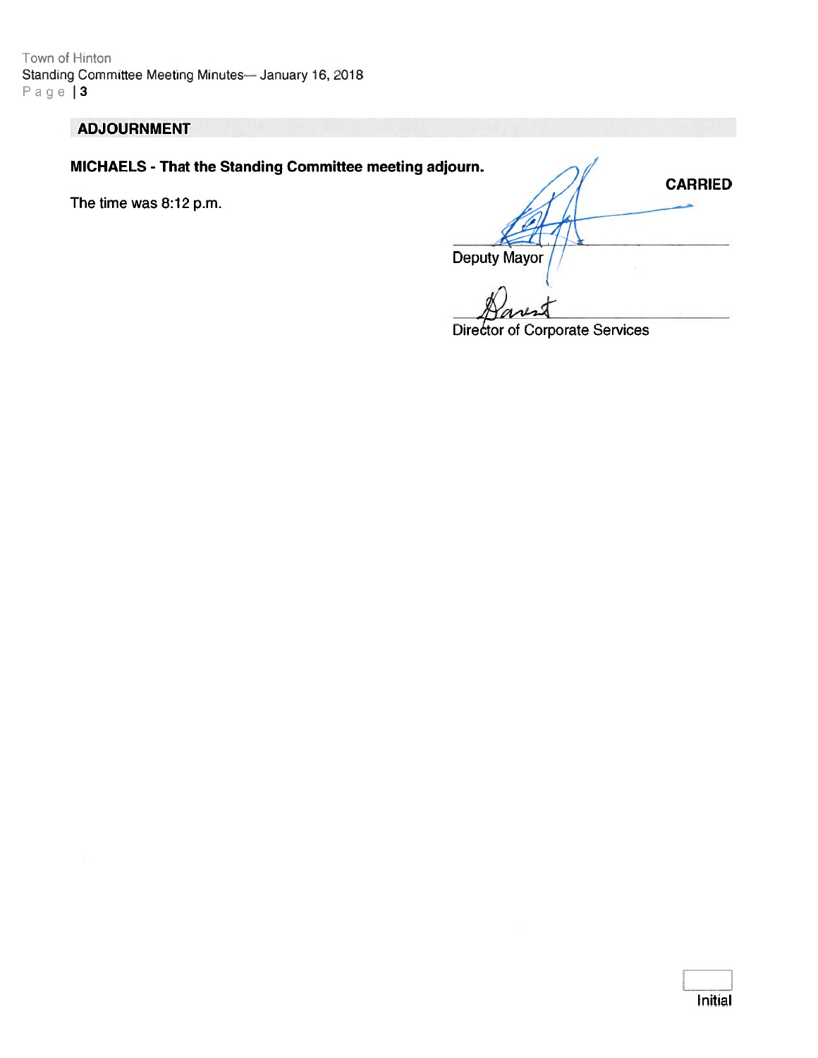## ADJOURNMENT

**MICHAELS - That the Standing Committee meeting adjourn.**

**CARRIED**

The time was 8:12 p.m.

Deputy Mayor

Director of Corporate Services

Initial